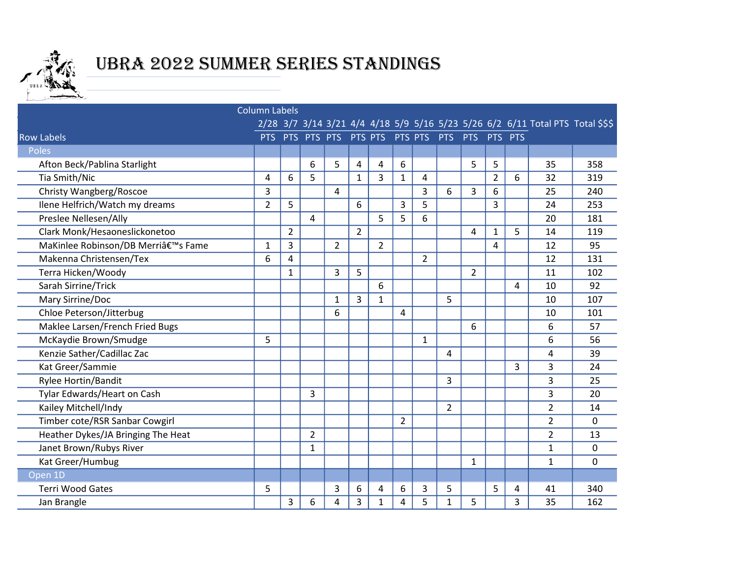# UBRA 2022 SUMMER SERIES STANDINGS

| | Column Labels | | | | | | | | | | | | | |
|---|---|---|---|---|---|---|---|---|---|---|---|---|---|---|
| | 2/28 | 3/7 | 3/14 | 3/21 | 4/4 | 4/18 | 5/9 | 5/16 | 5/23 | 5/26 | 6/2 | 6/11 | Total PTS | Total $$$ |
| Row Labels | PTS | PTS | PTS | PTS | PTS | PTS | PTS | PTS | PTS | PTS | PTS | PTS | | |
| Poles | | | | | | | | | | | | | | |
| Afton Beck/Pablina Starlight | | | 6 | 5 | 4 | 4 | 6 | | | 5 | 5 | | 35 | 358 |
| Tia Smith/Nic | 4 | 6 | 5 | | 1 | 3 | 1 | 4 | | | 2 | 6 | 32 | 319 |
| Christy Wangberg/Roscoe | 3 | | | 4 | | | | 3 | 6 | 3 | 6 | | 25 | 240 |
| Ilene Helfrich/Watch my dreams | 2 | 5 | | | 6 | | 3 | 5 | | | 3 | | 24 | 253 |
| Preslee Nellesen/Ally | | | 4 | | | 5 | 5 | 6 | | | | | 20 | 181 |
| Clark Monk/Hesaoneslickonetoo | | 2 | | | 2 | | | | | 4 | 1 | 5 | 14 | 119 |
| MaKinlee Robinson/DB Merriâ€™s Fame | 1 | 3 | | 2 | | 2 | | | | | 4 | | 12 | 95 |
| Makenna Christensen/Tex | 6 | 4 | | | | | | 2 | | | | | 12 | 131 |
| Terra Hicken/Woody | | 1 | | 3 | 5 | | | | | 2 | | | 11 | 102 |
| Sarah Sirrine/Trick | | | | | | 6 | | | | | | 4 | 10 | 92 |
| Mary Sirrine/Doc | | | | 1 | 3 | 1 | | | 5 | | | | 10 | 107 |
| Chloe Peterson/Jitterbug | | | | 6 | | | 4 | | | | | | 10 | 101 |
| Maklee Larsen/French Fried Bugs | | | | | | | | | | 6 | | | 6 | 57 |
| McKaydie Brown/Smudge | 5 | | | | | | | 1 | | | | | 6 | 56 |
| Kenzie Sather/Cadillac Zac | | | | | | | | | 4 | | | | 4 | 39 |
| Kat Greer/Sammie | | | | | | | | | | | | 3 | 3 | 24 |
| Rylee Hortin/Bandit | | | | | | | | | 3 | | | | 3 | 25 |
| Tylar Edwards/Heart on Cash | | | 3 | | | | | | | | | | 3 | 20 |
| Kailey Mitchell/Indy | | | | | | | | | 2 | | | | 2 | 14 |
| Timber cote/RSR Sanbar Cowgirl | | | | | | | 2 | | | | | | 2 | 0 |
| Heather Dykes/JA Bringing The Heat | | | 2 | | | | | | | | | | 2 | 13 |
| Janet Brown/Rubys River | | | 1 | | | | | | | | | | 1 | 0 |
| Kat Greer/Humbug | | | | | | | | | | 1 | | | 1 | 0 |
| Open 1D | | | | | | | | | | | | | | |
| Terri Wood Gates | 5 | | | 3 | 6 | 4 | 6 | 3 | 5 | | 5 | 4 | 41 | 340 |
| Jan Brangle | | 3 | 6 | 4 | 3 | 1 | 4 | 5 | 1 | 5 | | 3 | 35 | 162 |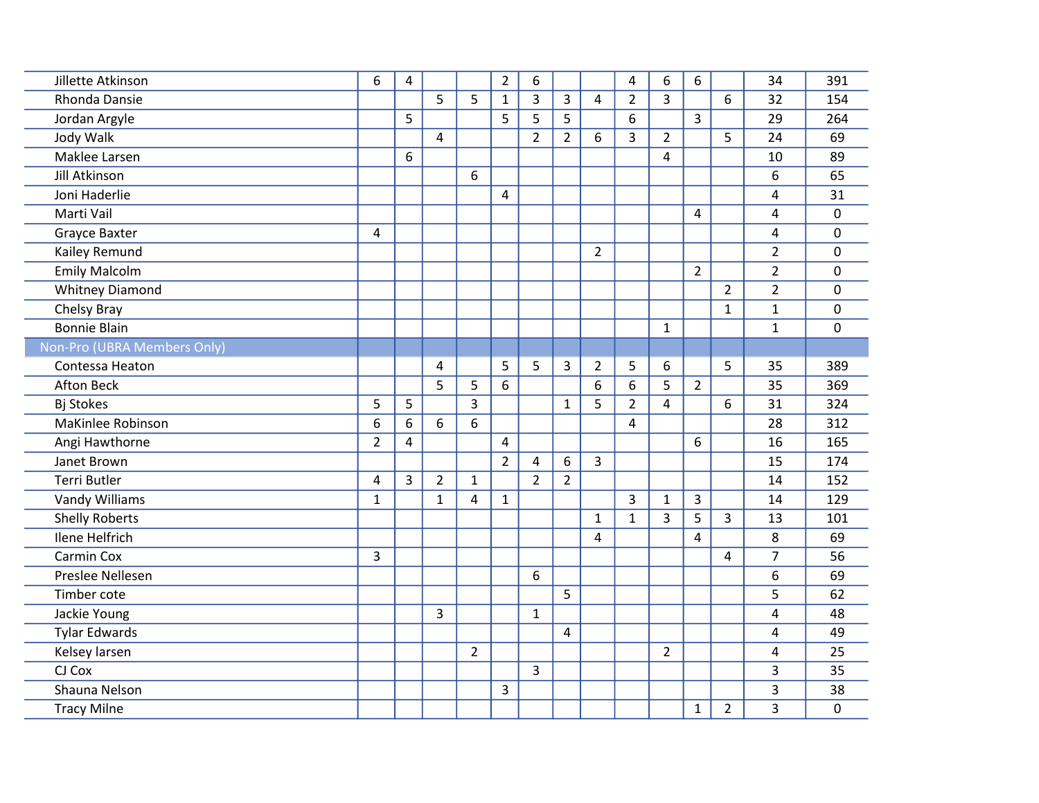| | | | | | | | | | | | | | | |
|---|---|---|---|---|---|---|---|---|---|---|---|---|---|---|
| Jillette Atkinson | 6 | 4 | | | 2 | 6 | | | 4 | 6 | 6 | | 34 | 391 |
| Rhonda Dansie | | | 5 | 5 | 1 | 3 | 3 | 4 | 2 | 3 | | 6 | 32 | 154 |
| Jordan Argyle | | 5 | | | 5 | 5 | 5 | | 6 | | 3 | | 29 | 264 |
| Jody Walk | | | 4 | | | 2 | 2 | 6 | 3 | 2 | | 5 | 24 | 69 |
| Maklee Larsen | | 6 | | | | | | | | 4 | | | 10 | 89 |
| Jill Atkinson | | | | 6 | | | | | | | | | 6 | 65 |
| Joni Haderlie | | | | | 4 | | | | | | | | 4 | 31 |
| Marti Vail | | | | | | | | | | | 4 | | 4 | 0 |
| Grayce Baxter | 4 | | | | | | | | | | | | 4 | 0 |
| Kailey Remund | | | | | | | | 2 | | | | | 2 | 0 |
| Emily Malcolm | | | | | | | | | | | 2 | | 2 | 0 |
| Whitney Diamond | | | | | | | | | | | | 2 | 2 | 0 |
| Chelsy Bray | | | | | | | | | | | | 1 | 1 | 0 |
| Bonnie Blain | | | | | | | | | | 1 | | | 1 | 0 |
| Non-Pro (UBRA Members Only) | | | | | | | | | | | | | | |
| Contessa Heaton | | | 4 | | 5 | 5 | 3 | 2 | 5 | 6 | | 5 | 35 | 389 |
| Afton Beck | | | 5 | 5 | 6 | | | 6 | 6 | 5 | 2 | | 35 | 369 |
| Bj Stokes | 5 | 5 | | 3 | | | 1 | 5 | 2 | 4 | | 6 | 31 | 324 |
| MaKinlee Robinson | 6 | 6 | 6 | 6 | | | | | 4 | | | | 28 | 312 |
| Angi Hawthorne | 2 | 4 | | | 4 | | | | | | 6 | | 16 | 165 |
| Janet Brown | | | | | 2 | 4 | 6 | 3 | | | | | 15 | 174 |
| Terri Butler | 4 | 3 | 2 | 1 | | 2 | 2 | | | | | | 14 | 152 |
| Vandy Williams | 1 | | 1 | 4 | 1 | | | | 3 | 1 | 3 | | 14 | 129 |
| Shelly Roberts | | | | | | | | 1 | 1 | 3 | 5 | 3 | 13 | 101 |
| Ilene Helfrich | | | | | | | | 4 | | | 4 | | 8 | 69 |
| Carmin Cox | 3 | | | | | | | | | | | 4 | 7 | 56 |
| Preslee Nellesen | | | | | | 6 | | | | | | | 6 | 69 |
| Timber cote | | | | | | | 5 | | | | | | 5 | 62 |
| Jackie Young | | | 3 | | | 1 | | | | | | | 4 | 48 |
| Tylar Edwards | | | | | | | 4 | | | | | | 4 | 49 |
| Kelsey larsen | | | | 2 | | | | | | 2 | | | 4 | 25 |
| CJ Cox | | | | | | 3 | | | | | | | 3 | 35 |
| Shauna Nelson | | | | | 3 | | | | | | | | 3 | 38 |
| Tracy Milne | | | | | | | | | | | 1 | 2 | 3 | 0 |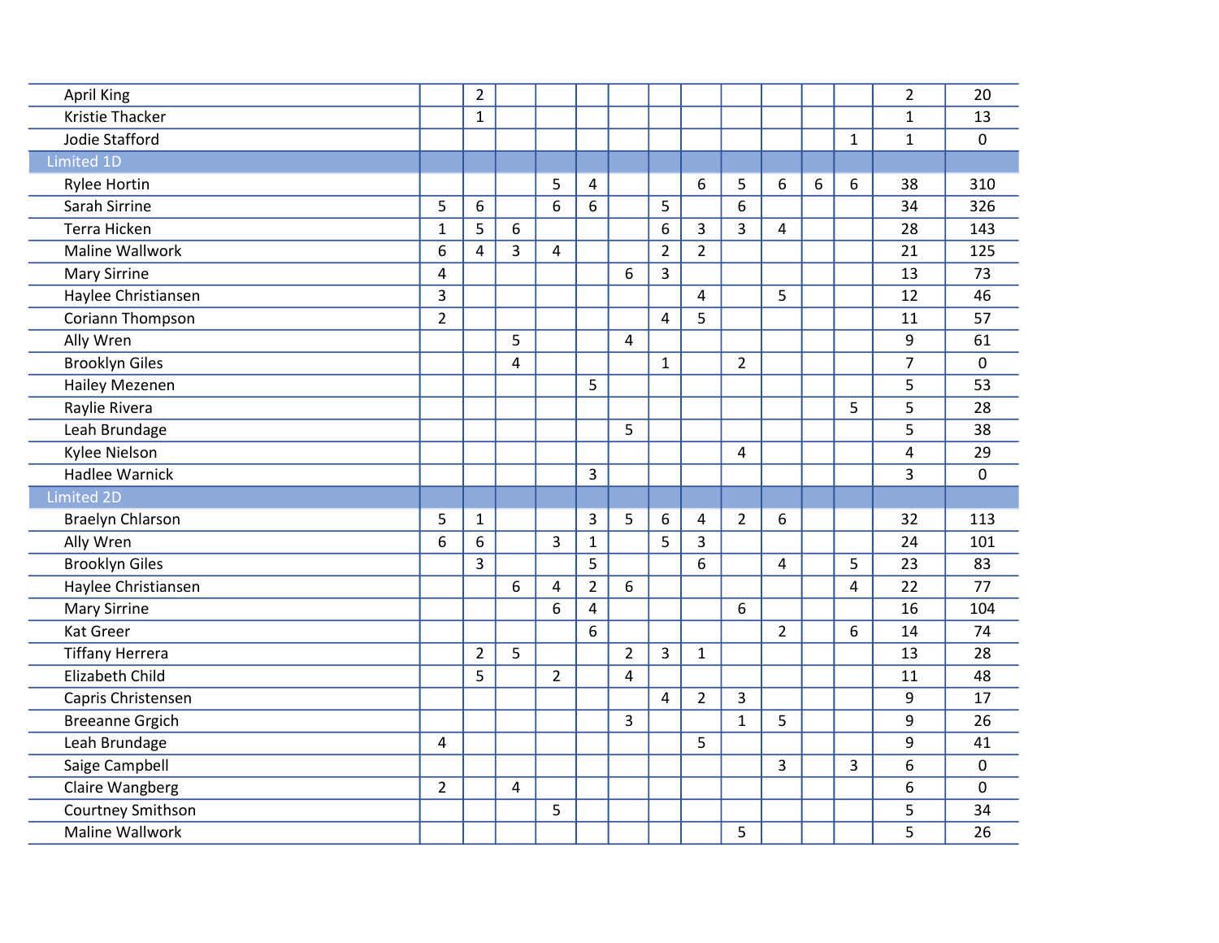| | | | | | | | | | | | | | | |
|---|---|---|---|---|---|---|---|---|---|---|---|---|---|---|
| April King | | 2 | | | | | | | | | | | 2 | 20 |
| Kristie Thacker | | 1 | | | | | | | | | | | 1 | 13 |
| Jodie Stafford | | | | | | | | | | | | 1 | 1 | 0 |
| Limited 1D | | | | | | | | | | | | | | |
| Rylee Hortin | | | | 5 | 4 | | | 6 | 5 | 6 | 6 | 6 | 38 | 310 |
| Sarah Sirrine | 5 | 6 | | 6 | 6 | | 5 | | 6 | | | | 34 | 326 |
| Terra Hicken | 1 | 5 | 6 | | | | 6 | 3 | 3 | 4 | | | 28 | 143 |
| Maline Wallwork | 6 | 4 | 3 | 4 | | | 2 | 2 | | | | | 21 | 125 |
| Mary Sirrine | 4 | | | | | 6 | 3 | | | | | | 13 | 73 |
| Haylee Christiansen | 3 | | | | | | | 4 | | 5 | | | 12 | 46 |
| Coriann Thompson | 2 | | | | | | 4 | 5 | | | | | 11 | 57 |
| Ally Wren | | | 5 | | | 4 | | | | | | | 9 | 61 |
| Brooklyn Giles | | | 4 | | | | 1 | | 2 | | | | 7 | 0 |
| Hailey Mezenen | | | | | 5 | | | | | | | | 5 | 53 |
| Raylie Rivera | | | | | | | | | | | | 5 | 5 | 28 |
| Leah Brundage | | | | | | 5 | | | | | | | 5 | 38 |
| Kylee Nielson | | | | | | | | | 4 | | | | 4 | 29 |
| Hadlee Warnick | | | | | 3 | | | | | | | | 3 | 0 |
| Limited 2D | | | | | | | | | | | | | | |
| Braelyn Chlarson | 5 | 1 | | | 3 | 5 | 6 | 4 | 2 | 6 | | | 32 | 113 |
| Ally Wren | 6 | 6 | | 3 | 1 | | 5 | 3 | | | | | 24 | 101 |
| Brooklyn Giles | | 3 | | | 5 | | | 6 | | 4 | | 5 | 23 | 83 |
| Haylee Christiansen | | | 6 | 4 | 2 | 6 | | | | | | 4 | 22 | 77 |
| Mary Sirrine | | | | 6 | 4 | | | | 6 | | | | 16 | 104 |
| Kat Greer | | | | | 6 | | | | | 2 | | 6 | 14 | 74 |
| Tiffany Herrera | | 2 | 5 | | | 2 | 3 | 1 | | | | | 13 | 28 |
| Elizabeth Child | | 5 | | 2 | | 4 | | | | | | | 11 | 48 |
| Capris Christensen | | | | | | | 4 | 2 | 3 | | | | 9 | 17 |
| Breeanne Grgich | | | | | | 3 | | | 1 | 5 | | | 9 | 26 |
| Leah Brundage | 4 | | | | | | | 5 | | | | | 9 | 41 |
| Saige Campbell | | | | | | | | | | 3 | | 3 | 6 | 0 |
| Claire Wangberg | 2 | | 4 | | | | | | | | | | 6 | 0 |
| Courtney Smithson | | | | 5 | | | | | | | | | 5 | 34 |
| Maline Wallwork | | | | | | | | | 5 | | | | 5 | 26 |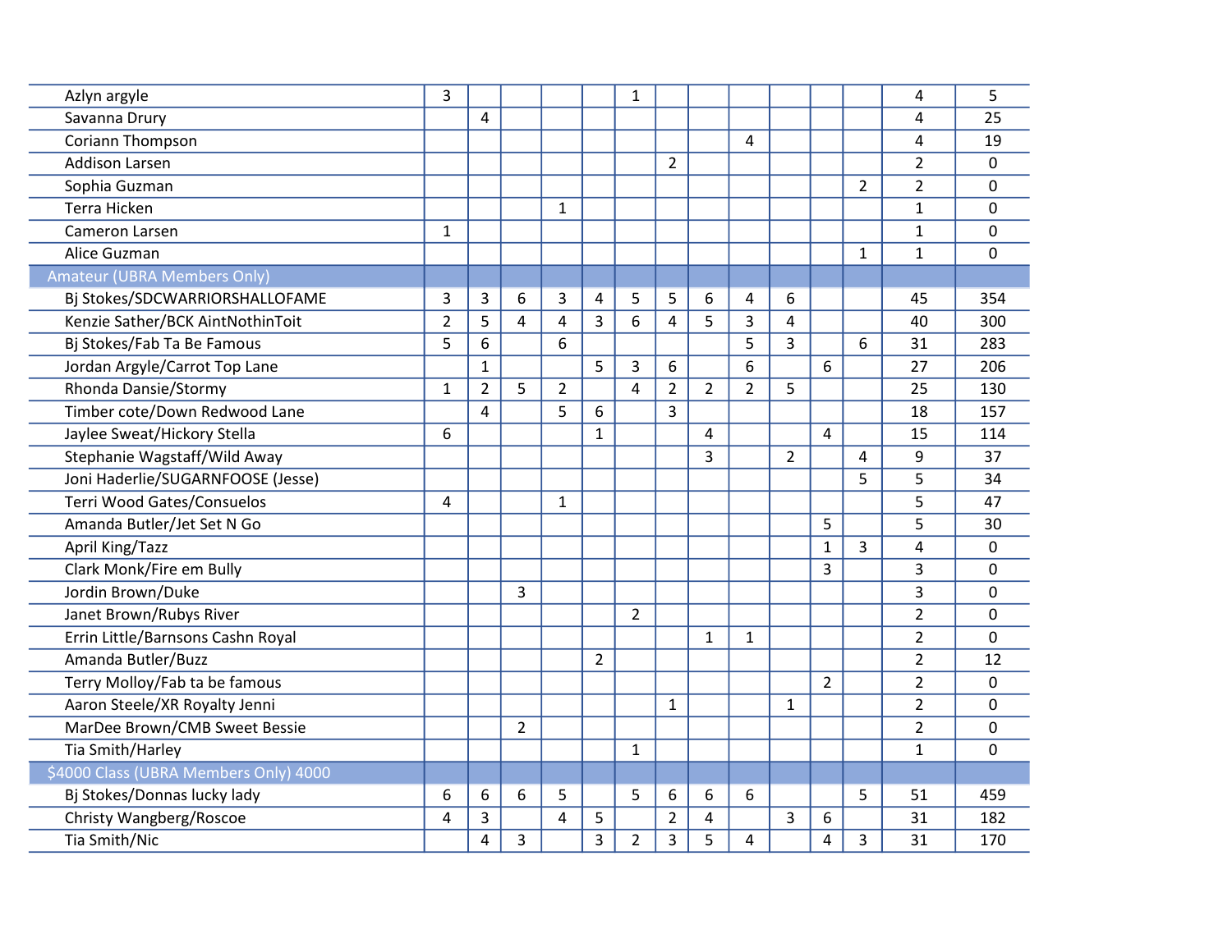| | | | | | | | | | | | | | | |
|---|---|---|---|---|---|---|---|---|---|---|---|---|---|---|
| Azlyn argyle | 3 | | | | | 1 | | | | | | | 4 | 5 |
| Savanna Drury | | 4 | | | | | | | | | | | 4 | 25 |
| Coriann Thompson | | | | | | | | | 4 | | | | 4 | 19 |
| Addison Larsen | | | | | | | 2 | | | | | | 2 | 0 |
| Sophia Guzman | | | | | | | | | | | | 2 | 2 | 0 |
| Terra Hicken | | | | 1 | | | | | | | | | 1 | 0 |
| Cameron Larsen | 1 | | | | | | | | | | | | 1 | 0 |
| Alice Guzman | | | | | | | | | | | | 1 | 1 | 0 |
| Amateur (UBRA Members Only) | | | | | | | | | | | | | | |
| Bj Stokes/SDCWARRIORSHALLOFAME | 3 | 3 | 6 | 3 | 4 | 5 | 5 | 6 | 4 | 6 | | | 45 | 354 |
| Kenzie Sather/BCK AintNothinToit | 2 | 5 | 4 | 4 | 3 | 6 | 4 | 5 | 3 | 4 | | | 40 | 300 |
| Bj Stokes/Fab Ta Be Famous | 5 | 6 | | 6 | | | | | 5 | 3 | | 6 | 31 | 283 |
| Jordan Argyle/Carrot Top Lane | | 1 | | | 5 | 3 | 6 | | 6 | | 6 | | 27 | 206 |
| Rhonda Dansie/Stormy | 1 | 2 | 5 | 2 | | 4 | 2 | 2 | 2 | 5 | | | 25 | 130 |
| Timber cote/Down Redwood Lane | | 4 | | 5 | 6 | | 3 | | | | | | 18 | 157 |
| Jaylee Sweat/Hickory Stella | 6 | | | | 1 | | | 4 | | | 4 | | 15 | 114 |
| Stephanie Wagstaff/Wild Away | | | | | | | | 3 | | 2 | | 4 | 9 | 37 |
| Joni Haderlie/SUGARNFOOSE (Jesse) | | | | | | | | | | | | 5 | 5 | 34 |
| Terri Wood Gates/Consuelos | 4 | | | 1 | | | | | | | | | 5 | 47 |
| Amanda Butler/Jet Set N Go | | | | | | | | | | | 5 | | 5 | 30 |
| April King/Tazz | | | | | | | | | | | 1 | 3 | 4 | 0 |
| Clark Monk/Fire em Bully | | | | | | | | | | | 3 | | 3 | 0 |
| Jordin Brown/Duke | | | 3 | | | | | | | | | | 3 | 0 |
| Janet Brown/Rubys River | | | | | | 2 | | | | | | | 2 | 0 |
| Errin Little/Barnsons Cashn Royal | | | | | | | | 1 | 1 | | | | 2 | 0 |
| Amanda Butler/Buzz | | | | | 2 | | | | | | | | 2 | 12 |
| Terry Molloy/Fab ta be famous | | | | | | | | | | | 2 | | 2 | 0 |
| Aaron Steele/XR Royalty Jenni | | | | | | | 1 | | | 1 | | | 2 | 0 |
| MarDee Brown/CMB Sweet Bessie | | | 2 | | | | | | | | | | 2 | 0 |
| Tia Smith/Harley | | | | | | 1 | | | | | | | 1 | 0 |
| $4000 Class (UBRA Members Only) 4000 | | | | | | | | | | | | | | |
| Bj Stokes/Donnas lucky lady | 6 | 6 | 6 | 5 | | 5 | 6 | 6 | 6 | | | 5 | 51 | 459 |
| Christy Wangberg/Roscoe | 4 | 3 | | 4 | 5 | | 2 | 4 | | 3 | 6 | | 31 | 182 |
| Tia Smith/Nic | | 4 | 3 | | 3 | 2 | 3 | 5 | 4 | | 4 | 3 | 31 | 170 |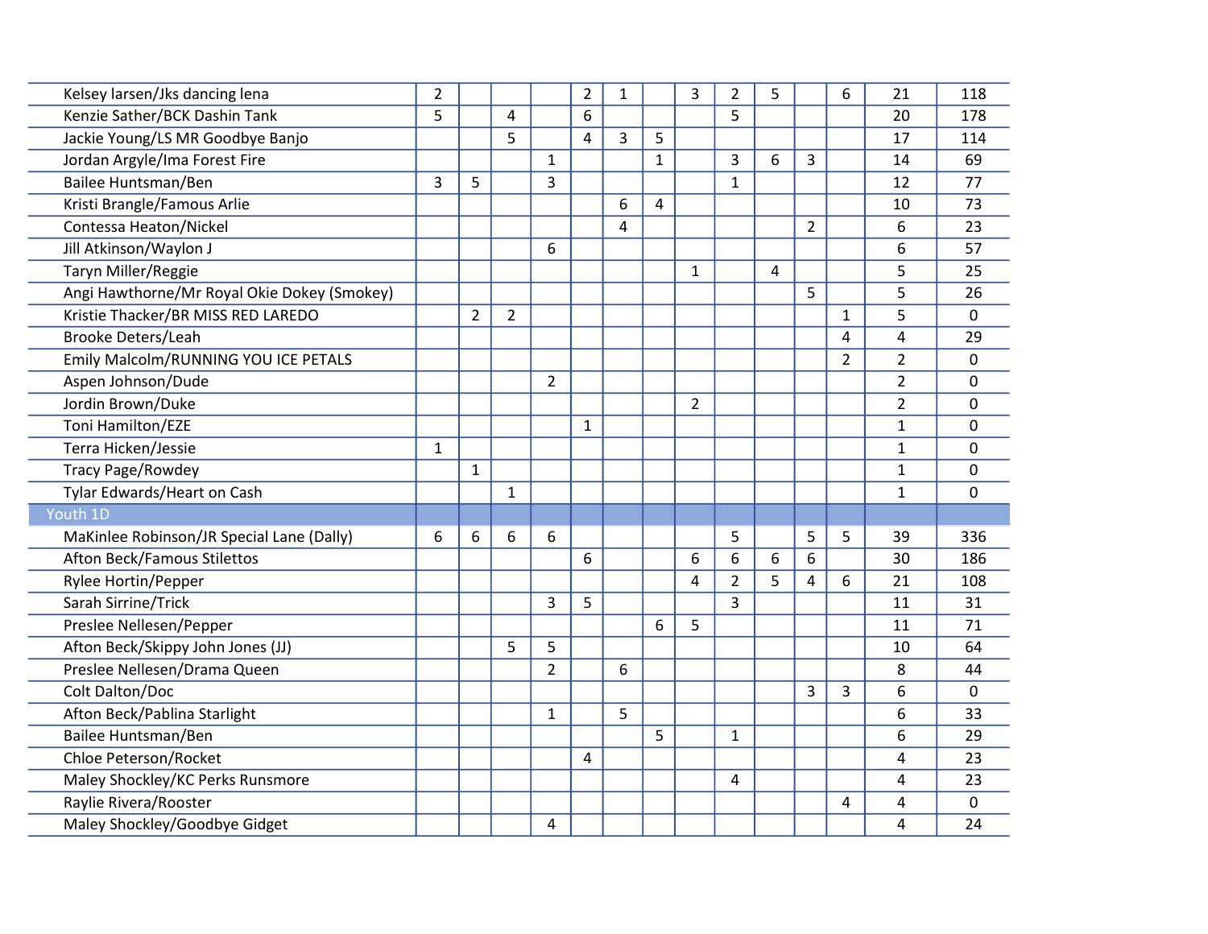| | | | | | | | | | | | | | | |
|---|---|---|---|---|---|---|---|---|---|---|---|---|---|---|
| Kelsey larsen/Jks dancing lena | 2 | | | | 2 | 1 | | 3 | 2 | 5 | | 6 | 21 | 118 |
| Kenzie Sather/BCK Dashin Tank | 5 | | 4 | | 6 | | | | 5 | | | | 20 | 178 |
| Jackie Young/LS MR Goodbye Banjo | | | 5 | | 4 | 3 | 5 | | | | | | 17 | 114 |
| Jordan Argyle/Ima Forest Fire | | | | 1 | | | 1 | | 3 | 6 | 3 | | 14 | 69 |
| Bailee Huntsman/Ben | 3 | 5 | | 3 | | | | | 1 | | | | 12 | 77 |
| Kristi Brangle/Famous Arlie | | | | | | 6 | 4 | | | | | | 10 | 73 |
| Contessa Heaton/Nickel | | | | | | 4 | | | | | 2 | | 6 | 23 |
| Jill Atkinson/Waylon J | | | | 6 | | | | | | | | | 6 | 57 |
| Taryn Miller/Reggie | | | | | | | | 1 | | 4 | | | 5 | 25 |
| Angi Hawthorne/Mr Royal Okie Dokey (Smokey) | | | | | | | | | | | 5 | | 5 | 26 |
| Kristie Thacker/BR MISS RED LAREDO | | 2 | 2 | | | | | | | | | 1 | 5 | 0 |
| Brooke Deters/Leah | | | | | | | | | | | | 4 | 4 | 29 |
| Emily Malcolm/RUNNING YOU ICE PETALS | | | | | | | | | | | | 2 | 2 | 0 |
| Aspen Johnson/Dude | | | | 2 | | | | | | | | | 2 | 0 |
| Jordin Brown/Duke | | | | | | | | 2 | | | | | 2 | 0 |
| Toni Hamilton/EZE | | | | | 1 | | | | | | | | 1 | 0 |
| Terra Hicken/Jessie | 1 | | | | | | | | | | | | 1 | 0 |
| Tracy Page/Rowdey | | 1 | | | | | | | | | | | 1 | 0 |
| Tylar Edwards/Heart on Cash | | | 1 | | | | | | | | | | 1 | 0 |
| Youth 1D | | | | | | | | | | | | | | |
| MaKinlee Robinson/JR Special Lane (Dally) | 6 | 6 | 6 | 6 | | | | | 5 | | 5 | 5 | 39 | 336 |
| Afton Beck/Famous Stilettos | | | | | 6 | | | 6 | 6 | 6 | 6 | | 30 | 186 |
| Rylee Hortin/Pepper | | | | | | | | 4 | 2 | 5 | 4 | 6 | 21 | 108 |
| Sarah Sirrine/Trick | | | | 3 | 5 | | | | 3 | | | | 11 | 31 |
| Preslee Nellesen/Pepper | | | | | | | 6 | 5 | | | | | 11 | 71 |
| Afton Beck/Skippy John Jones (JJ) | | | 5 | 5 | | | | | | | | | 10 | 64 |
| Preslee Nellesen/Drama Queen | | | | 2 | | 6 | | | | | | | 8 | 44 |
| Colt Dalton/Doc | | | | | | | | | | | 3 | 3 | 6 | 0 |
| Afton Beck/Pablina Starlight | | | | 1 | | 5 | | | | | | | 6 | 33 |
| Bailee Huntsman/Ben | | | | | | | 5 | | 1 | | | | 6 | 29 |
| Chloe Peterson/Rocket | | | | | 4 | | | | | | | | 4 | 23 |
| Maley Shockley/KC Perks Runsmore | | | | | | | | | 4 | | | | 4 | 23 |
| Raylie Rivera/Rooster | | | | | | | | | | | | 4 | 4 | 0 |
| Maley Shockley/Goodbye Gidget | | | | 4 | | | | | | | | | 4 | 24 |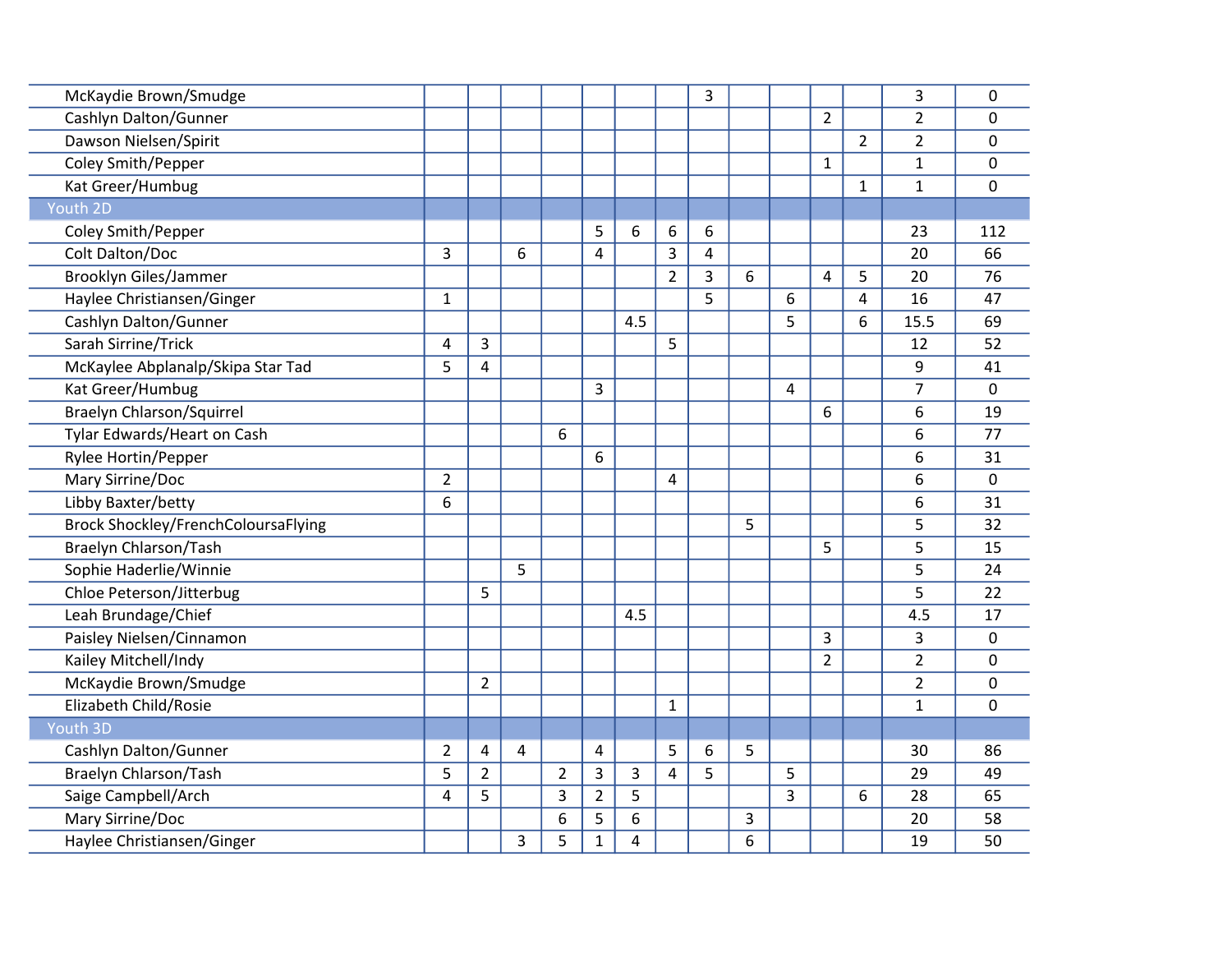| | | | | | | | | | | | | | | |
|---|---|---|---|---|---|---|---|---|---|---|---|---|---|---|
| McKaydie Brown/Smudge | | | | | | | | 3 | | | | | 3 | 0 |
| Cashlyn Dalton/Gunner | | | | | | | | | | | 2 | | 2 | 0 |
| Dawson Nielsen/Spirit | | | | | | | | | | | | 2 | 2 | 0 |
| Coley Smith/Pepper | | | | | | | | | | | 1 | | 1 | 0 |
| Kat Greer/Humbug | | | | | | | | | | | | 1 | 1 | 0 |
| Youth 2D | | | | | | | | | | | | | | |
| Coley Smith/Pepper | | | | | 5 | 6 | 6 | 6 | | | | | 23 | 112 |
| Colt Dalton/Doc | 3 | | 6 | | 4 | | 3 | 4 | | | | | 20 | 66 |
| Brooklyn Giles/Jammer | | | | | | | 2 | 3 | 6 | | 4 | 5 | 20 | 76 |
| Haylee Christiansen/Ginger | 1 | | | | | | | 5 | | 6 | | 4 | 16 | 47 |
| Cashlyn Dalton/Gunner | | | | | | 4.5 | | | | 5 | | 6 | 15.5 | 69 |
| Sarah Sirrine/Trick | 4 | 3 | | | | | 5 | | | | | | 12 | 52 |
| McKaylee Abplanalp/Skipa Star Tad | 5 | 4 | | | | | | | | | | | 9 | 41 |
| Kat Greer/Humbug | | | | | 3 | | | | | 4 | | | 7 | 0 |
| Braelyn Chlarson/Squirrel | | | | | | | | | | | 6 | | 6 | 19 |
| Tylar Edwards/Heart on Cash | | | | 6 | | | | | | | | | 6 | 77 |
| Rylee Hortin/Pepper | | | | | 6 | | | | | | | | 6 | 31 |
| Mary Sirrine/Doc | 2 | | | | | | 4 | | | | | | 6 | 0 |
| Libby Baxter/betty | 6 | | | | | | | | | | | | 6 | 31 |
| Brock Shockley/FrenchColoursaFlying | | | | | | | | | 5 | | | | 5 | 32 |
| Braelyn Chlarson/Tash | | | | | | | | | | | 5 | | 5 | 15 |
| Sophie Haderlie/Winnie | | | 5 | | | | | | | | | | 5 | 24 |
| Chloe Peterson/Jitterbug | | 5 | | | | | | | | | | | 5 | 22 |
| Leah Brundage/Chief | | | | | | 4.5 | | | | | | | 4.5 | 17 |
| Paisley Nielsen/Cinnamon | | | | | | | | | | | 3 | | 3 | 0 |
| Kailey Mitchell/Indy | | | | | | | | | | | 2 | | 2 | 0 |
| McKaydie Brown/Smudge | | 2 | | | | | | | | | | | 2 | 0 |
| Elizabeth Child/Rosie | | | | | | | 1 | | | | | | 1 | 0 |
| Youth 3D | | | | | | | | | | | | | | |
| Cashlyn Dalton/Gunner | 2 | 4 | 4 | | 4 | | 5 | 6 | 5 | | | | 30 | 86 |
| Braelyn Chlarson/Tash | 5 | 2 | | 2 | 3 | 3 | 4 | 5 | | 5 | | | 29 | 49 |
| Saige Campbell/Arch | 4 | 5 | | 3 | 2 | 5 | | | | 3 | | 6 | 28 | 65 |
| Mary Sirrine/Doc | | | | 6 | 5 | 6 | | | 3 | | | | 20 | 58 |
| Haylee Christiansen/Ginger | | | 3 | 5 | 1 | 4 | | | 6 | | | | 19 | 50 |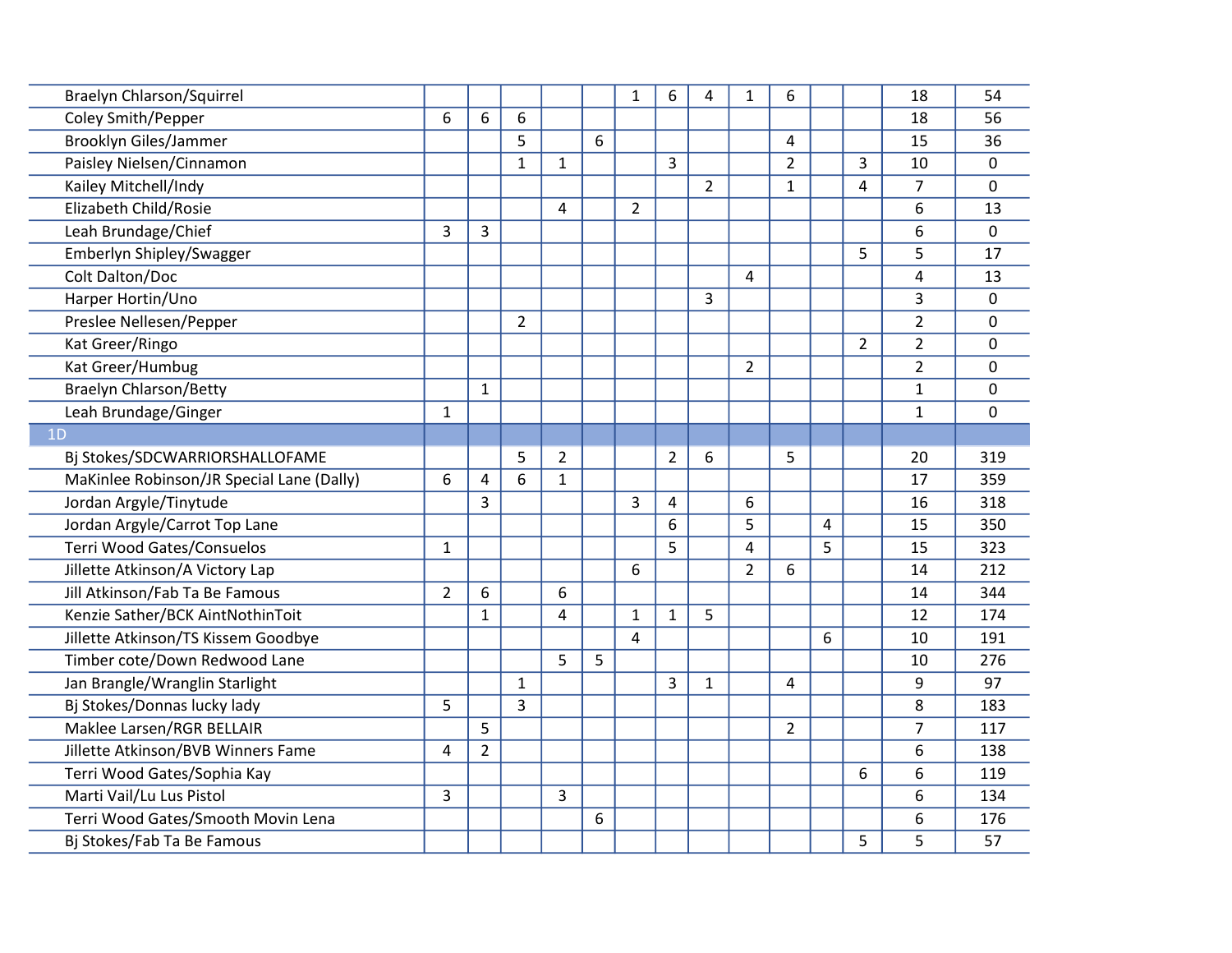| | | | | | | | | | | | | | | |
|---|---|---|---|---|---|---|---|---|---|---|---|---|---|---|
| Braelyn Chlarson/Squirrel | | | | | | 1 | 6 | 4 | 1 | 6 | | | 18 | 54 |
| Coley Smith/Pepper | 6 | 6 | 6 | | | | | | | | | | 18 | 56 |
| Brooklyn Giles/Jammer | | | 5 | | 6 | | | | | 4 | | | 15 | 36 |
| Paisley Nielsen/Cinnamon | | | 1 | 1 | | | 3 | | | 2 | | 3 | 10 | 0 |
| Kailey Mitchell/Indy | | | | | | | | 2 | | 1 | | 4 | 7 | 0 |
| Elizabeth Child/Rosie | | | | 4 | | 2 | | | | | | | 6 | 13 |
| Leah Brundage/Chief | 3 | 3 | | | | | | | | | | | 6 | 0 |
| Emberlyn Shipley/Swagger | | | | | | | | | | | | 5 | 5 | 17 |
| Colt Dalton/Doc | | | | | | | | | 4 | | | | 4 | 13 |
| Harper Hortin/Uno | | | | | | | | 3 | | | | | 3 | 0 |
| Preslee Nellesen/Pepper | | | 2 | | | | | | | | | | 2 | 0 |
| Kat Greer/Ringo | | | | | | | | | | | | 2 | 2 | 0 |
| Kat Greer/Humbug | | | | | | | | | 2 | | | | 2 | 0 |
| Braelyn Chlarson/Betty | | 1 | | | | | | | | | | | 1 | 0 |
| Leah Brundage/Ginger | 1 | | | | | | | | | | | | 1 | 0 |
| 1D | | | | | | | | | | | | | | |
| Bj Stokes/SDCWARRIORSHALLOFAME | | | 5 | 2 | | | 2 | 6 | | 5 | | | 20 | 319 |
| MaKinlee Robinson/JR Special Lane (Dally) | 6 | 4 | 6 | 1 | | | | | | | | | 17 | 359 |
| Jordan Argyle/Tinytude | | 3 | | | | 3 | 4 | | 6 | | | | 16 | 318 |
| Jordan Argyle/Carrot Top Lane | | | | | | | 6 | | 5 | | 4 | | 15 | 350 |
| Terri Wood Gates/Consuelos | 1 | | | | | | 5 | | 4 | | 5 | | 15 | 323 |
| Jillette Atkinson/A Victory Lap | | | | | | 6 | | | 2 | 6 | | | 14 | 212 |
| Jill Atkinson/Fab Ta Be Famous | 2 | 6 | | 6 | | | | | | | | | 14 | 344 |
| Kenzie Sather/BCK AintNothinToit | | 1 | | 4 | | 1 | 1 | 5 | | | | | 12 | 174 |
| Jillette Atkinson/TS Kissem Goodbye | | | | | | 4 | | | | | 6 | | 10 | 191 |
| Timber cote/Down Redwood Lane | | | | 5 | 5 | | | | | | | | 10 | 276 |
| Jan Brangle/Wranglin Starlight | | | 1 | | | | 3 | 1 | | 4 | | | 9 | 97 |
| Bj Stokes/Donnas lucky lady | 5 | | 3 | | | | | | | | | | 8 | 183 |
| Maklee Larsen/RGR BELLAIR | | 5 | | | | | | | | 2 | | | 7 | 117 |
| Jillette Atkinson/BVB Winners Fame | 4 | 2 | | | | | | | | | | | 6 | 138 |
| Terri Wood Gates/Sophia Kay | | | | | | | | | | | | 6 | 6 | 119 |
| Marti Vail/Lu Lus Pistol | 3 | | | 3 | | | | | | | | | 6 | 134 |
| Terri Wood Gates/Smooth Movin Lena | | | | | 6 | | | | | | | | 6 | 176 |
| Bj Stokes/Fab Ta Be Famous | | | | | | | | | | | | 5 | 5 | 57 |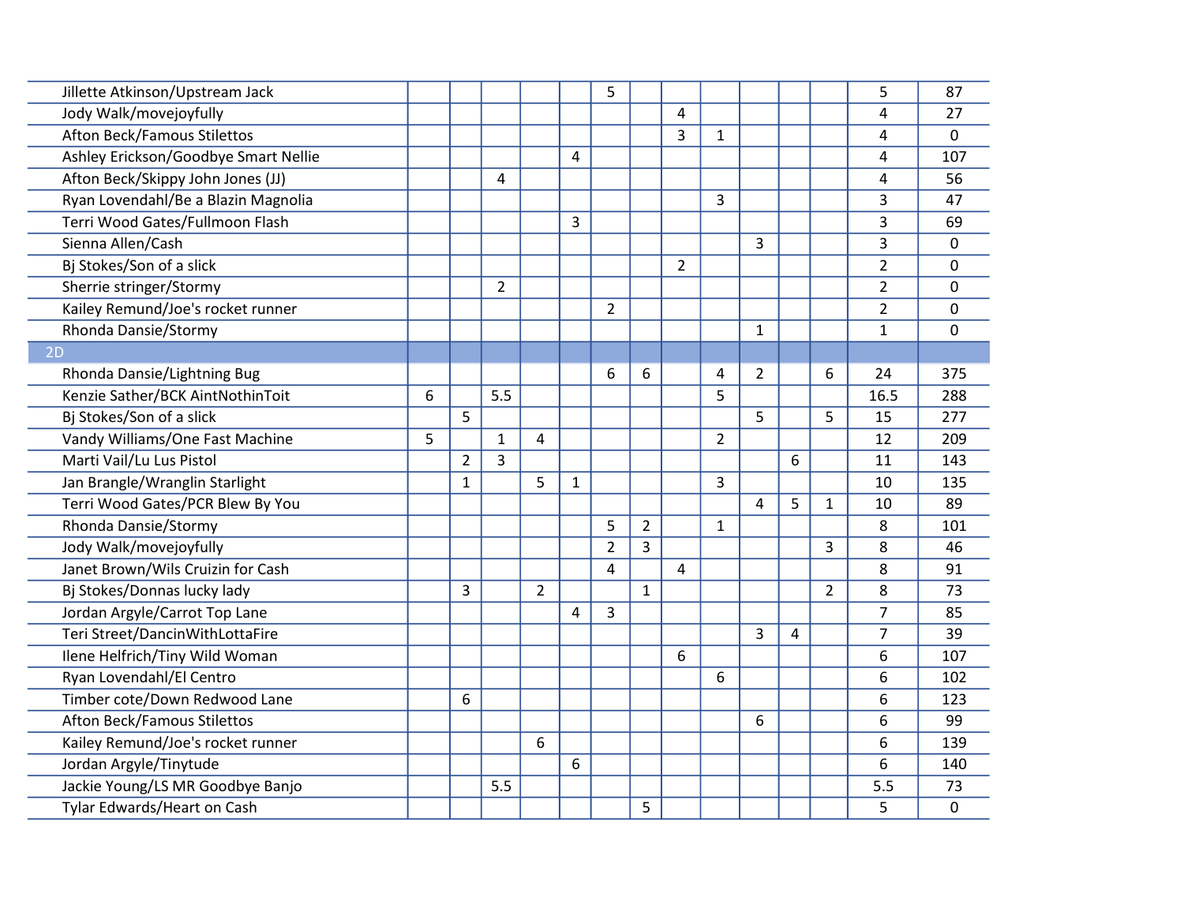| | | | | | | | | | | | | | | |
|---|---|---|---|---|---|---|---|---|---|---|---|---|---|---|
| Jillette Atkinson/Upstream Jack | | | | | | 5 | | | | | | | 5 | 87 |
| Jody Walk/movejoyfully | | | | | | | | 4 | | | | | 4 | 27 |
| Afton Beck/Famous Stilettos | | | | | | | | 3 | 1 | | | | 4 | 0 |
| Ashley Erickson/Goodbye Smart Nellie | | | | | 4 | | | | | | | | 4 | 107 |
| Afton Beck/Skippy John Jones (JJ) | | | 4 | | | | | | | | | | 4 | 56 |
| Ryan Lovendahl/Be a Blazin Magnolia | | | | | | | | | 3 | | | | 3 | 47 |
| Terri Wood Gates/Fullmoon Flash | | | | | 3 | | | | | | | | 3 | 69 |
| Sienna Allen/Cash | | | | | | | | | | 3 | | | 3 | 0 |
| Bj Stokes/Son of a slick | | | | | | | | 2 | | | | | 2 | 0 |
| Sherrie stringer/Stormy | | | 2 | | | | | | | | | | 2 | 0 |
| Kailey Remund/Joe's rocket runner | | | | | | 2 | | | | | | | 2 | 0 |
| Rhonda Dansie/Stormy | | | | | | | | | | 1 | | | 1 | 0 |
| 2D | | | | | | | | | | | | | | |
| Rhonda Dansie/Lightning Bug | | | | | | 6 | 6 | | 4 | 2 | | 6 | 24 | 375 |
| Kenzie Sather/BCK AintNothinToit | 6 | | 5.5 | | | | | | 5 | | | | 16.5 | 288 |
| Bj Stokes/Son of a slick | | 5 | | | | | | | | 5 | | 5 | 15 | 277 |
| Vandy Williams/One Fast Machine | 5 | | 1 | 4 | | | | | 2 | | | | 12 | 209 |
| Marti Vail/Lu Lus Pistol | | 2 | 3 | | | | | | | | 6 | | 11 | 143 |
| Jan Brangle/Wranglin Starlight | | 1 | | 5 | 1 | | | | 3 | | | | 10 | 135 |
| Terri Wood Gates/PCR Blew By You | | | | | | | | | | 4 | 5 | 1 | 10 | 89 |
| Rhonda Dansie/Stormy | | | | | | 5 | 2 | | 1 | | | | 8 | 101 |
| Jody Walk/movejoyfully | | | | | | 2 | 3 | | | | | 3 | 8 | 46 |
| Janet Brown/Wils Cruizin for Cash | | | | | | 4 | | 4 | | | | | 8 | 91 |
| Bj Stokes/Donnas lucky lady | | 3 | | 2 | | | 1 | | | | | 2 | 8 | 73 |
| Jordan Argyle/Carrot Top Lane | | | | | 4 | 3 | | | | | | | 7 | 85 |
| Teri Street/DancinWithLottaFire | | | | | | | | | | 3 | 4 | | 7 | 39 |
| Ilene Helfrich/Tiny Wild Woman | | | | | | | | 6 | | | | | 6 | 107 |
| Ryan Lovendahl/El Centro | | | | | | | | | 6 | | | | 6 | 102 |
| Timber cote/Down Redwood Lane | | 6 | | | | | | | | | | | 6 | 123 |
| Afton Beck/Famous Stilettos | | | | | | | | | | 6 | | | 6 | 99 |
| Kailey Remund/Joe's rocket runner | | | | 6 | | | | | | | | | 6 | 139 |
| Jordan Argyle/Tinytude | | | | | 6 | | | | | | | | 6 | 140 |
| Jackie Young/LS MR Goodbye Banjo | | | 5.5 | | | | | | | | | | 5.5 | 73 |
| Tylar Edwards/Heart on Cash | | | | | | | 5 | | | | | | 5 | 0 |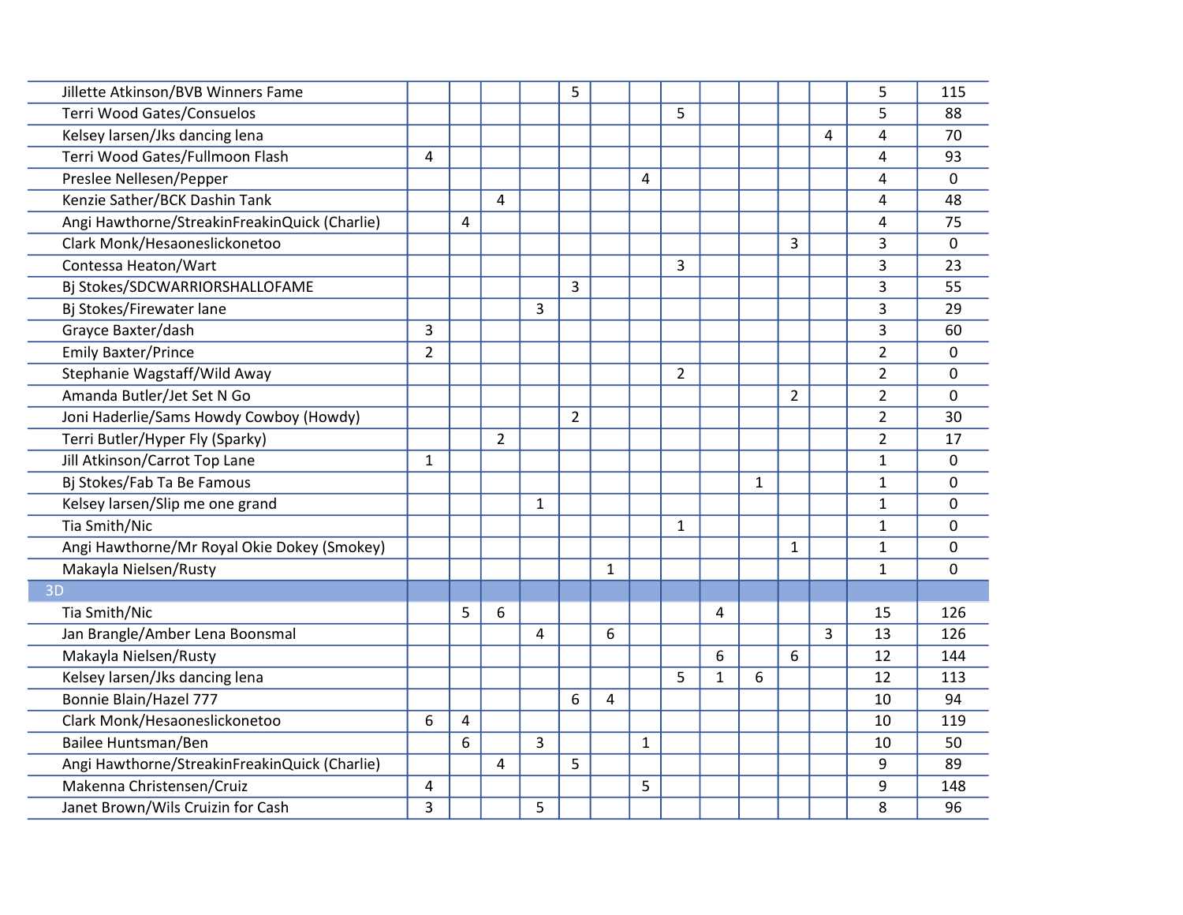| | | | | | | | | | | | | | | |
|---|---|---|---|---|---|---|---|---|---|---|---|---|---|---|
| Jillette Atkinson/BVB Winners Fame | | | | | 5 | | | | | | | | 5 | 115 |
| Terri Wood Gates/Consuelos | | | | | | | | 5 | | | | | 5 | 88 |
| Kelsey larsen/Jks dancing lena | | | | | | | | | | | | 4 | 4 | 70 |
| Terri Wood Gates/Fullmoon Flash | 4 | | | | | | | | | | | | 4 | 93 |
| Preslee Nellesen/Pepper | | | | | | | 4 | | | | | | 4 | 0 |
| Kenzie Sather/BCK Dashin Tank | | | 4 | | | | | | | | | | 4 | 48 |
| Angi Hawthorne/StreakinFreakinQuick (Charlie) | | 4 | | | | | | | | | | | 4 | 75 |
| Clark Monk/Hesaoneslickonetoo | | | | | | | | | | | 3 | | 3 | 0 |
| Contessa Heaton/Wart | | | | | | | | 3 | | | | | 3 | 23 |
| Bj Stokes/SDCWARRIORSHALLOFAME | | | | | 3 | | | | | | | | 3 | 55 |
| Bj Stokes/Firewater lane | | | | 3 | | | | | | | | | 3 | 29 |
| Grayce Baxter/dash | 3 | | | | | | | | | | | | 3 | 60 |
| Emily Baxter/Prince | 2 | | | | | | | | | | | | 2 | 0 |
| Stephanie Wagstaff/Wild Away | | | | | | | | 2 | | | | | 2 | 0 |
| Amanda Butler/Jet Set N Go | | | | | | | | | | | 2 | | 2 | 0 |
| Joni Haderlie/Sams Howdy Cowboy (Howdy) | | | | | 2 | | | | | | | | 2 | 30 |
| Terri Butler/Hyper Fly (Sparky) | | | 2 | | | | | | | | | | 2 | 17 |
| Jill Atkinson/Carrot Top Lane | 1 | | | | | | | | | | | | 1 | 0 |
| Bj Stokes/Fab Ta Be Famous | | | | | | | | | | 1 | | | 1 | 0 |
| Kelsey larsen/Slip me one grand | | | | 1 | | | | | | | | | 1 | 0 |
| Tia Smith/Nic | | | | | | | | 1 | | | | | 1 | 0 |
| Angi Hawthorne/Mr Royal Okie Dokey (Smokey) | | | | | | | | | | | 1 | | 1 | 0 |
| Makayla Nielsen/Rusty | | | | | | 1 | | | | | | | 1 | 0 |
| 3D | | | | | | | | | | | | | | |
| Tia Smith/Nic | | 5 | 6 | | | | | | 4 | | | | 15 | 126 |
| Jan Brangle/Amber Lena Boonsmal | | | | 4 | | 6 | | | | | | 3 | 13 | 126 |
| Makayla Nielsen/Rusty | | | | | | | | | 6 | | 6 | | 12 | 144 |
| Kelsey larsen/Jks dancing lena | | | | | | | | 5 | 1 | 6 | | | 12 | 113 |
| Bonnie Blain/Hazel 777 | | | | | 6 | 4 | | | | | | | 10 | 94 |
| Clark Monk/Hesaoneslickonetoo | 6 | 4 | | | | | | | | | | | 10 | 119 |
| Bailee Huntsman/Ben | | 6 | | 3 | | | 1 | | | | | | 10 | 50 |
| Angi Hawthorne/StreakinFreakinQuick (Charlie) | | | 4 | | 5 | | | | | | | | 9 | 89 |
| Makenna Christensen/Cruiz | 4 | | | | | | 5 | | | | | | 9 | 148 |
| Janet Brown/Wils Cruizin for Cash | 3 | | | 5 | | | | | | | | | 8 | 96 |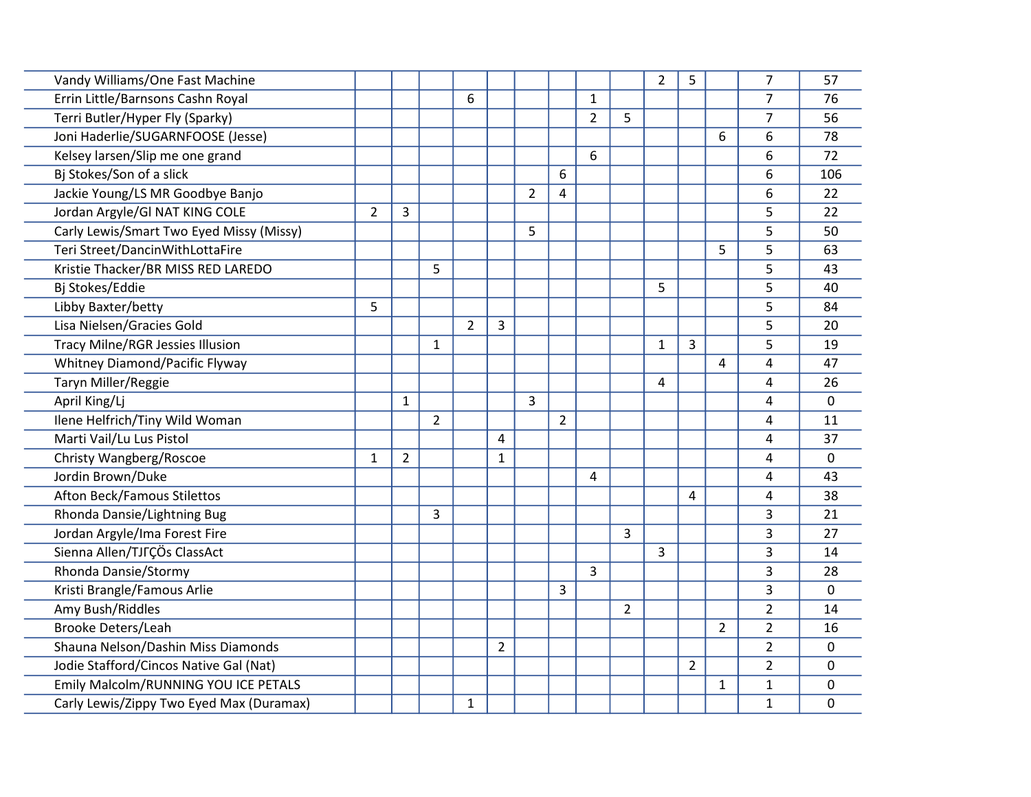| | | | | | | | | | | | | | | |
|---|---|---|---|---|---|---|---|---|---|---|---|---|---|---|
| Vandy Williams/One Fast Machine | | | | | | | | | | 2 | 5 | | 7 | 57 |
| Errin Little/Barnsons Cashn Royal | | | | 6 | | | | 1 | | | | | 7 | 76 |
| Terri Butler/Hyper Fly (Sparky) | | | | | | | | 2 | 5 | | | | 7 | 56 |
| Joni Haderlie/SUGARNFOOSE (Jesse) | | | | | | | | | | | | 6 | 6 | 78 |
| Kelsey larsen/Slip me one grand | | | | | | | | 6 | | | | | 6 | 72 |
| Bj Stokes/Son of a slick | | | | | | | 6 | | | | | | 6 | 106 |
| Jackie Young/LS MR Goodbye Banjo | | | | | | 2 | 4 | | | | | | 6 | 22 |
| Jordan Argyle/Gl NAT KING COLE | 2 | 3 | | | | | | | | | | | 5 | 22 |
| Carly Lewis/Smart Two Eyed Missy (Missy) | | | | | | 5 | | | | | | | 5 | 50 |
| Teri Street/DancinWithLottaFire | | | | | | | | | | | | 5 | 5 | 63 |
| Kristie Thacker/BR MISS RED LAREDO | | | 5 | | | | | | | | | | 5 | 43 |
| Bj Stokes/Eddie | | | | | | | | | | 5 | | | 5 | 40 |
| Libby Baxter/betty | 5 | | | | | | | | | | | | 5 | 84 |
| Lisa Nielsen/Gracies Gold | | | | 2 | 3 | | | | | | | | 5 | 20 |
| Tracy Milne/RGR Jessies Illusion | | | 1 | | | | | | | 1 | 3 | | 5 | 19 |
| Whitney Diamond/Pacific Flyway | | | | | | | | | | | | 4 | 4 | 47 |
| Taryn Miller/Reggie | | | | | | | | | | 4 | | | 4 | 26 |
| April King/Lj | | 1 | | | | 3 | | | | | | | 4 | 0 |
| Ilene Helfrich/Tiny Wild Woman | | | 2 | | | | 2 | | | | | | 4 | 11 |
| Marti Vail/Lu Lus Pistol | | | | | 4 | | | | | | | | 4 | 37 |
| Christy Wangberg/Roscoe | 1 | 2 | | | 1 | | | | | | | | 4 | 0 |
| Jordin Brown/Duke | | | | | | | | 4 | | | | | 4 | 43 |
| Afton Beck/Famous Stilettos | | | | | | | | | | | 4 | | 4 | 38 |
| Rhonda Dansie/Lightning Bug | | | 3 | | | | | | | | | | 3 | 21 |
| Jordan Argyle/Ima Forest Fire | | | | | | | | | 3 | | | | 3 | 27 |
| Sienna Allen/TJΓÇÖs ClassAct | | | | | | | | | | 3 | | | 3 | 14 |
| Rhonda Dansie/Stormy | | | | | | | | 3 | | | | | 3 | 28 |
| Kristi Brangle/Famous Arlie | | | | | | | 3 | | | | | | 3 | 0 |
| Amy Bush/Riddles | | | | | | | | | 2 | | | | 2 | 14 |
| Brooke Deters/Leah | | | | | | | | | | | | 2 | 2 | 16 |
| Shauna Nelson/Dashin Miss Diamonds | | | | | 2 | | | | | | | | 2 | 0 |
| Jodie Stafford/Cincos Native Gal (Nat) | | | | | | | | | | | 2 | | 2 | 0 |
| Emily Malcolm/RUNNING YOU ICE PETALS | | | | | | | | | | | | 1 | 1 | 0 |
| Carly Lewis/Zippy Two Eyed Max (Duramax) | | | | 1 | | | | | | | | | 1 | 0 |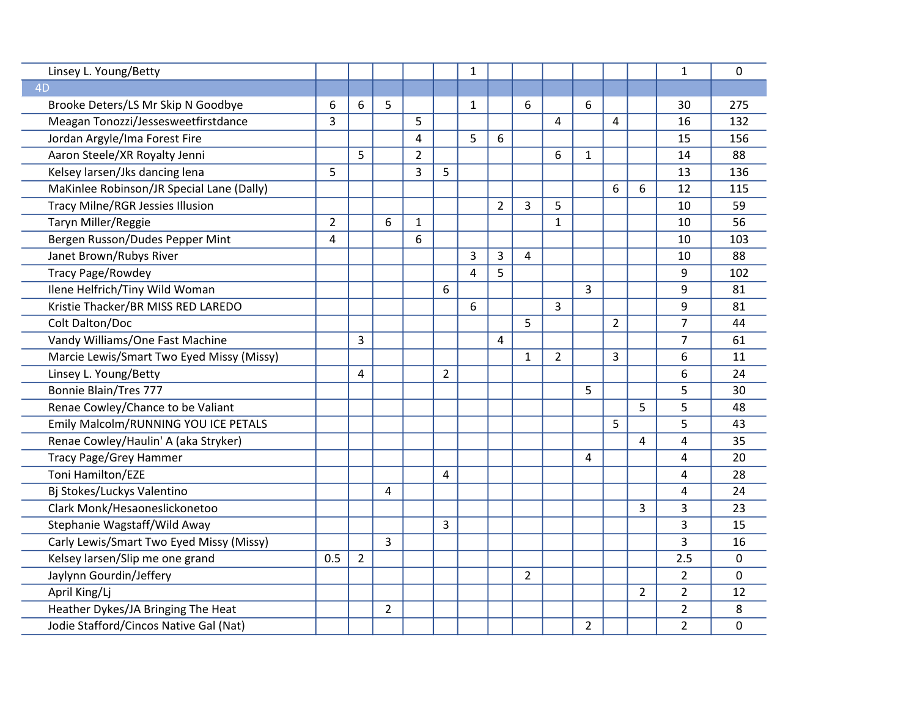| | | | | | | | | | | | | | | |
|---|---|---|---|---|---|---|---|---|---|---|---|---|---|---|
| Linsey L. Young/Betty | | | | | | 1 | | | | | | | 1 | 0 |
| 4D | | | | | | | | | | | | | | |
| Brooke Deters/LS Mr Skip N Goodbye | 6 | 6 | 5 | | | 1 | | 6 | | 6 | | | 30 | 275 |
| Meagan Tonozzi/Jessesweetfirstdance | 3 | | | 5 | | | | | 4 | | 4 | | 16 | 132 |
| Jordan Argyle/Ima Forest Fire | | | | 4 | | 5 | 6 | | | | | | 15 | 156 |
| Aaron Steele/XR Royalty Jenni | | 5 | | 2 | | | | | 6 | 1 | | | 14 | 88 |
| Kelsey larsen/Jks dancing lena | 5 | | | 3 | 5 | | | | | | | | 13 | 136 |
| MaKinlee Robinson/JR Special Lane (Dally) | | | | | | | | | | | 6 | 6 | 12 | 115 |
| Tracy Milne/RGR Jessies Illusion | | | | | | | 2 | 3 | 5 | | | | 10 | 59 |
| Taryn Miller/Reggie | 2 | | 6 | 1 | | | | | 1 | | | | 10 | 56 |
| Bergen Russon/Dudes Pepper Mint | 4 | | | 6 | | | | | | | | | 10 | 103 |
| Janet Brown/Rubys River | | | | | | 3 | 3 | 4 | | | | | 10 | 88 |
| Tracy Page/Rowdey | | | | | | 4 | 5 | | | | | | 9 | 102 |
| Ilene Helfrich/Tiny Wild Woman | | | | | 6 | | | | | 3 | | | 9 | 81 |
| Kristie Thacker/BR MISS RED LAREDO | | | | | | 6 | | | 3 | | | | 9 | 81 |
| Colt Dalton/Doc | | | | | | | | 5 | | | 2 | | 7 | 44 |
| Vandy Williams/One Fast Machine | | 3 | | | | | 4 | | | | | | 7 | 61 |
| Marcie Lewis/Smart Two Eyed Missy (Missy) | | | | | | | | 1 | 2 | | 3 | | 6 | 11 |
| Linsey L. Young/Betty | | 4 | | | 2 | | | | | | | | 6 | 24 |
| Bonnie Blain/Tres 777 | | | | | | | | | | 5 | | | 5 | 30 |
| Renae Cowley/Chance to be Valiant | | | | | | | | | | | | 5 | 5 | 48 |
| Emily Malcolm/RUNNING YOU ICE PETALS | | | | | | | | | | | 5 | | 5 | 43 |
| Renae Cowley/Haulin' A (aka Stryker) | | | | | | | | | | | | 4 | 4 | 35 |
| Tracy Page/Grey Hammer | | | | | | | | | | 4 | | | 4 | 20 |
| Toni Hamilton/EZE | | | | | 4 | | | | | | | | 4 | 28 |
| Bj Stokes/Luckys Valentino | | | 4 | | | | | | | | | | 4 | 24 |
| Clark Monk/Hesaoneslickonetoo | | | | | | | | | | | | 3 | 3 | 23 |
| Stephanie Wagstaff/Wild Away | | | | | 3 | | | | | | | | 3 | 15 |
| Carly Lewis/Smart Two Eyed Missy (Missy) | | | 3 | | | | | | | | | | 3 | 16 |
| Kelsey larsen/Slip me one grand | 0.5 | 2 | | | | | | | | | | | 2.5 | 0 |
| Jaylynn Gourdin/Jeffery | | | | | | | | 2 | | | | | 2 | 0 |
| April King/Lj | | | | | | | | | | | | 2 | 2 | 12 |
| Heather Dykes/JA Bringing The Heat | | | 2 | | | | | | | | | | 2 | 8 |
| Jodie Stafford/Cincos Native Gal (Nat) | | | | | | | | | | 2 | | | 2 | 0 |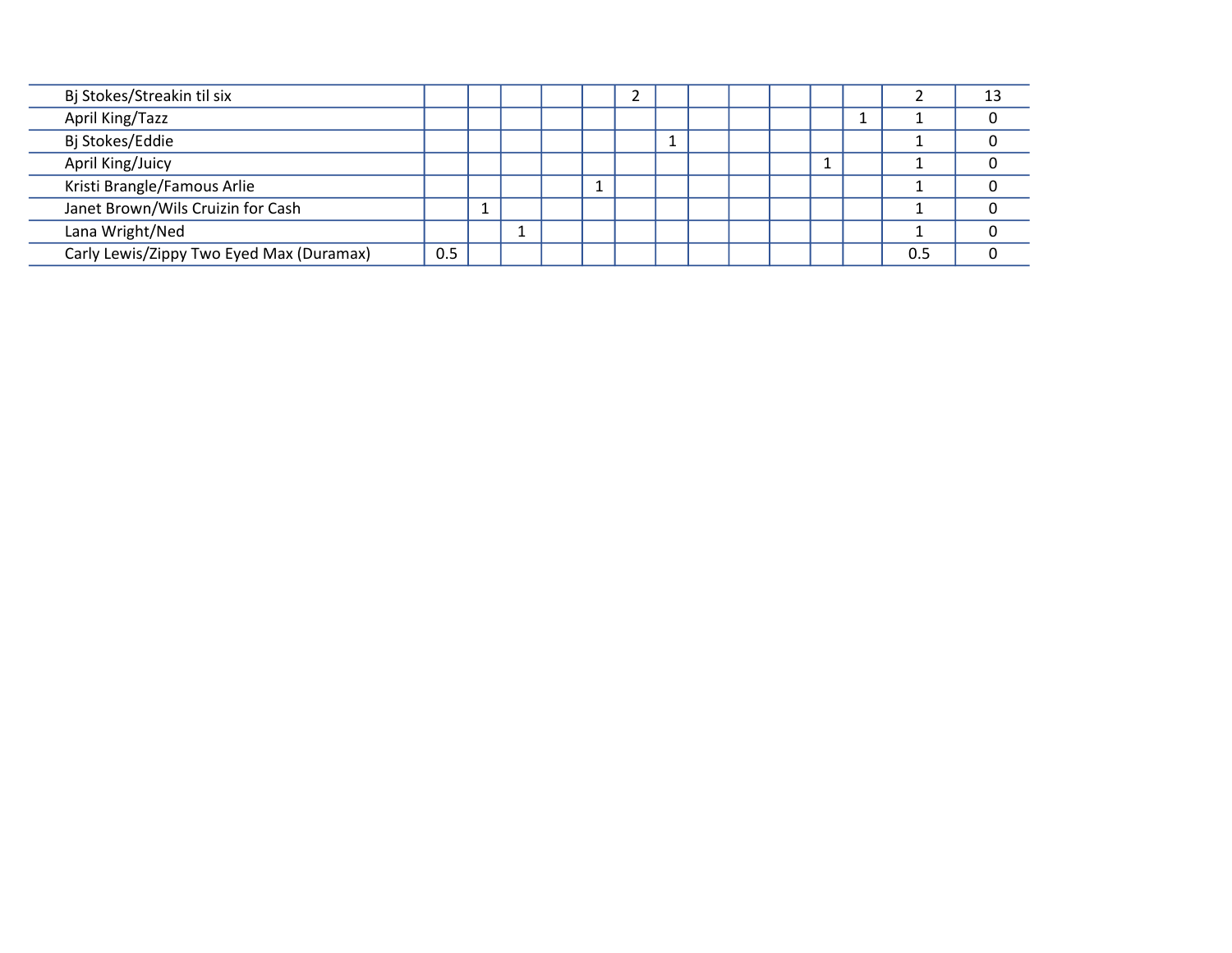| | | | | | | | | | | | | | | |
|---|---|---|---|---|---|---|---|---|---|---|---|---|---|---|
| Bj Stokes/Streakin til six | | | | | | 2 | | | | | | | 2 | 13 |
| April King/Tazz | | | | | | | | | | | | 1 | 1 | 0 |
| Bj Stokes/Eddie | | | | | | | 1 | | | | | | 1 | 0 |
| April King/Juicy | | | | | | | | | | | 1 | | 1 | 0 |
| Kristi Brangle/Famous Arlie | | | | | 1 | | | | | | | | 1 | 0 |
| Janet Brown/Wils Cruizin for Cash | | 1 | | | | | | | | | | | 1 | 0 |
| Lana Wright/Ned | | | 1 | | | | | | | | | | 1 | 0 |
| Carly Lewis/Zippy Two Eyed Max (Duramax) | 0.5 | | | | | | | | | | | | 0.5 | 0 |